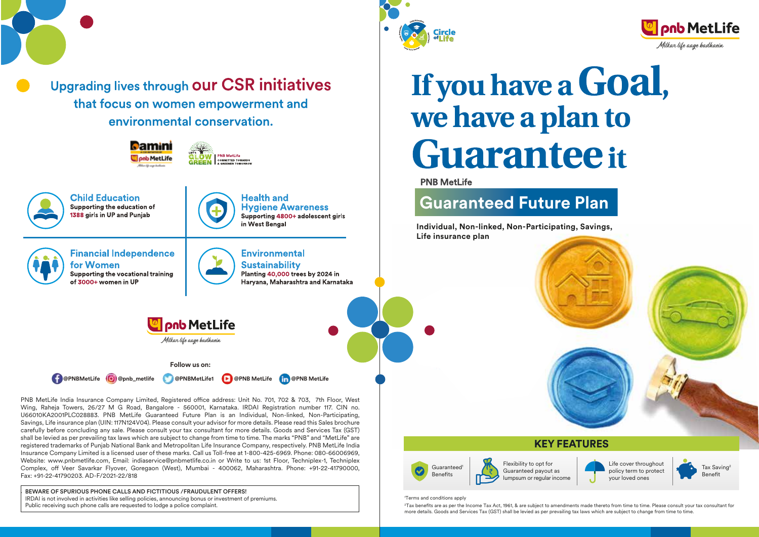## Upgrading lives through our CSR initiatives that focus on women empowerment and environmental conservation.

Damini — A CSR initiative by pnb MetLife

Let's GLOW GREEN — PNB MetLife — Committed towards a greener tomorrow

### Child Education
Supporting the education of **1388** girls in UP and Punjab

### Health and Hygiene Awareness
Supporting **4800+** adolescent girls in West Bengal

### Financial Independence for Women
Supporting the vocational training of **3000+** women in UP

### Environmental Sustainability
Planting **40,000** trees by 2024 in Haryana, Maharashtra and Karnataka

pnb MetLife
*Milkar life aage badhaein*

**Follow us on:**

@PNBMetLife | @pnb_metlife | @PNBMetLife1 | @PNB MetLife | @PNB MetLife

PNB MetLife India Insurance Company Limited, Registered office address: Unit No. 701, 702 & 703, 7th Floor, West Wing, Raheja Towers, 26/27 M G Road, Bangalore - 560001, Karnataka. IRDAI Registration number 117. CIN no. U66010KA2001PLC028883. PNB MetLife Guaranteed Future Plan is an Individual, Non-linked, Non-Participating, Savings, Life insurance plan (UIN: 117N124V04). Please consult your advisor for more details. Please read this Sales brochure carefully before concluding any sale. Please consult your tax consultant for more details. Goods and Services Tax (GST) shall be levied as per prevailing tax laws which are subject to change from time to time. The marks "PNB" and "MetLife" are registered trademarks of Punjab National Bank and Metropolitan Life Insurance Company, respectively. PNB MetLife India Insurance Company Limited is a licensed user of these marks. Call us Toll-free at 1-800-425-6969. Phone: 080-66006969, Website: www.pnbmetlife.com, Email: indiaservice@pnbmetlife.co.in or Write to us: 1st Floor, Techniplex-1, Techniplex Complex, off Veer Savarkar Flyover, Goregaon (West), Mumbai - 400062, Maharashtra. Phone: +91-22-41790000, Fax: +91-22-41790203. AD-F/2021-22/818

**BEWARE OF SPURIOUS PHONE CALLS AND FICTITIOUS /FRAUDULENT OFFERS!**
IRDAI is not involved in activities like selling policies, announcing bonus or investment of premiums. Public receiving such phone calls are requested to lodge a police complaint.

Circle of Life

pnb MetLife
*Milkar life aage badhaein*

# If you have a Goal, we have a plan to Guarantee it

PNB MetLife

## Guaranteed Future Plan

**Individual, Non-linked, Non-Participating, Savings, Life insurance plan**

### KEY FEATURES

- Guaranteed[1] Benefits
- Flexibility to opt for Guaranteed payout as lumpsum or regular income
- Life cover throughout policy term to protect your loved ones
- Tax Saving[2] Benefit

[1]Terms and conditions apply

[2]Tax benefits are as per the Income Tax Act, 1961, & are subject to amendments made thereto from time to time. Please consult your tax consultant for more details. Goods and Services Tax (GST) shall be levied as per prevailing tax laws which are subject to change from time to time.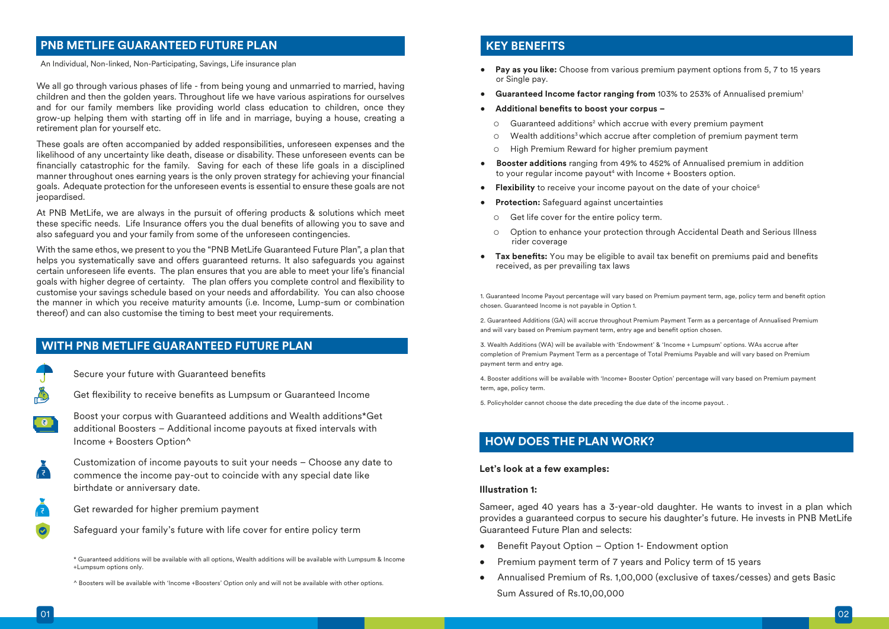## PNB METLIFE GUARANTEED FUTURE PLAN

An Individual, Non-linked, Non-Participating, Savings, Life insurance plan

We all go through various phases of life - from being young and unmarried to married, having children and then the golden years. Throughout life we have various aspirations for ourselves and for our family members like providing world class education to children, once they grow-up helping them with starting off in life and in marriage, buying a house, creating a retirement plan for yourself etc.

These goals are often accompanied by added responsibilities, unforeseen expenses and the likelihood of any uncertainty like death, disease or disability. These unforeseen events can be financially catastrophic for the family. Saving for each of these life goals in a disciplined manner throughout ones earning years is the only proven strategy for achieving your financial goals. Adequate protection for the unforeseen events is essential to ensure these goals are not jeopardised.

At PNB MetLife, we are always in the pursuit of offering products & solutions which meet these specific needs. Life Insurance offers you the dual benefits of allowing you to save and also safeguard you and your family from some of the unforeseen contingencies.

With the same ethos, we present to you the "PNB MetLife Guaranteed Future Plan", a plan that helps you systematically save and offers guaranteed returns. It also safeguards you against certain unforeseen life events. The plan ensures that you are able to meet your life's financial goals with higher degree of certainty. The plan offers you complete control and flexibility to customise your savings schedule based on your needs and affordability. You can also choose the manner in which you receive maturity amounts (i.e. Income, Lump-sum or combination thereof) and can also customise the timing to best meet your requirements.

## WITH PNB METLIFE GUARANTEED FUTURE PLAN

- Secure your future with Guaranteed benefits
- Get flexibility to receive benefits as Lumpsum or Guaranteed Income
- Boost your corpus with Guaranteed additions and Wealth additions*Get additional Boosters – Additional income payouts at fixed intervals with Income + Boosters Option^
- Customization of income payouts to suit your needs – Choose any date to commence the income pay-out to coincide with any special date like birthdate or anniversary date.
- Get rewarded for higher premium payment
- Safeguard your family's future with life cover for entire policy term

\* Guaranteed additions will be available with all options, Wealth additions will be available with Lumpsum & Income +Lumpsum options only.

^ Boosters will be available with 'Income +Boosters' Option only and will not be available with other options.

## KEY BENEFITS

- **Pay as you like:** Choose from various premium payment options from 5, 7 to 15 years or Single pay.
- **Guaranteed Income factor ranging from** 103% to 253% of Annualised premium[1]
- **Additional benefits to boost your corpus –**
  - Guaranteed additions[2] which accrue with every premium payment
  - Wealth additions[3] which accrue after completion of premium payment term
  - High Premium Reward for higher premium payment
- **Booster additions** ranging from 49% to 452% of Annualised premium in addition to your regular income payout[4] with Income + Boosters option.
- **Flexibility** to receive your income payout on the date of your choice[5]
- **Protection:** Safeguard against uncertainties
  - Get life cover for the entire policy term.
  - Option to enhance your protection through Accidental Death and Serious Illness rider coverage
- **Tax benefits:** You may be eligible to avail tax benefit on premiums paid and benefits received, as per prevailing tax laws

1. Guaranteed Income Payout percentage will vary based on Premium payment term, age, policy term and benefit option chosen. Guaranteed Income is not payable in Option 1.

2. Guaranteed Additions (GA) will accrue throughout Premium Payment Term as a percentage of Annualised Premium and will vary based on Premium payment term, entry age and benefit option chosen.

3. Wealth Additions (WA) will be available with 'Endowment' & 'Income + Lumpsum' options. WAs accrue after completion of Premium Payment Term as a percentage of Total Premiums Payable and will vary based on Premium payment term and entry age.

4. Booster additions will be available with 'Income+ Booster Option' percentage will vary based on Premium payment term, age, policy term.

5. Policyholder cannot choose the date preceding the due date of the income payout. .

## HOW DOES THE PLAN WORK?

**Let's look at a few examples:**

**Illustration 1:**

Sameer, aged 40 years has a 3-year-old daughter. He wants to invest in a plan which provides a guaranteed corpus to secure his daughter's future. He invests in PNB MetLife Guaranteed Future Plan and selects:

- Benefit Payout Option – Option 1- Endowment option
- Premium payment term of 7 years and Policy term of 15 years
- Annualised Premium of Rs. 1,00,000 (exclusive of taxes/cesses) and gets Basic Sum Assured of Rs.10,00,000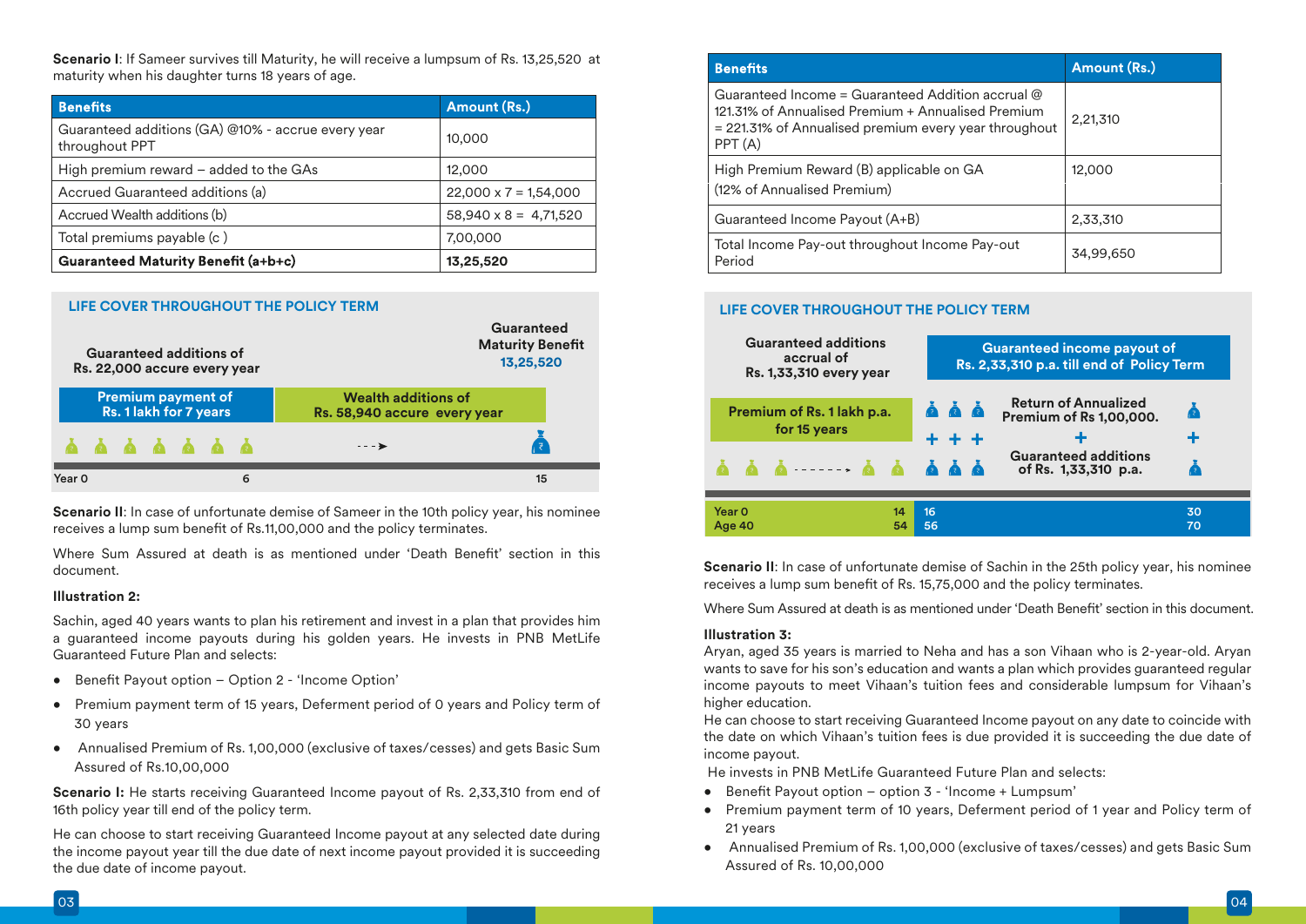**Scenario I**: If Sameer survives till Maturity, he will receive a lumpsum of Rs. 13,25,520 at maturity when his daughter turns 18 years of age.

| Benefits | Amount (Rs.) |
|---|---|
| Guaranteed additions (GA) @10% - accrue every year throughout PPT | 10,000 |
| High premium reward – added to the GAs | 12,000 |
| Accrued Guaranteed additions (a) | 22,000 x 7 = 1,54,000 |
| Accrued Wealth additions (b) | 58,940 x 8 = 4,71,520 |
| Total premiums payable (c ) | 7,00,000 |
| **Guaranteed Maturity Benefit (a+b+c)** | **13,25,520** |

**LIFE COVER THROUGHOUT THE POLICY TERM**

Guaranteed additions of Rs. 22,000 accure every year

Guaranteed Maturity Benefit 13,25,520

Premium payment of Rs. 1 lakh for 7 years

Wealth additions of Rs. 58,940 accure every year

Year 0 — 6 — 15

**Scenario II**: In case of unfortunate demise of Sameer in the 10th policy year, his nominee receives a lump sum benefit of Rs.11,00,000 and the policy terminates.

Where Sum Assured at death is as mentioned under 'Death Benefit' section in this document.

**Illustration 2:**

Sachin, aged 40 years wants to plan his retirement and invest in a plan that provides him a guaranteed income payouts during his golden years. He invests in PNB MetLife Guaranteed Future Plan and selects:

- Benefit Payout option – Option 2 - 'Income Option'
- Premium payment term of 15 years, Deferment period of 0 years and Policy term of 30 years
- Annualised Premium of Rs. 1,00,000 (exclusive of taxes/cesses) and gets Basic Sum Assured of Rs.10,00,000

**Scenario I:** He starts receiving Guaranteed Income payout of Rs. 2,33,310 from end of 16th policy year till end of the policy term.

He can choose to start receiving Guaranteed Income payout at any selected date during the income payout year till the due date of next income payout provided it is succeeding the due date of income payout.

| Benefits | Amount (Rs.) |
|---|---|
| Guaranteed Income = Guaranteed Addition accrual @ 121.31% of Annualised Premium + Annualised Premium = 221.31% of Annualised premium every year throughout PPT (A) | 2,21,310 |
| High Premium Reward (B) applicable on GA (12% of Annualised Premium) | 12,000 |
| Guaranteed Income Payout (A+B) | 2,33,310 |
| Total Income Pay-out throughout Income Pay-out Period | 34,99,650 |

**LIFE COVER THROUGHOUT THE POLICY TERM**

Guaranteed additions accrual of Rs. 1,33,310 every year

Guaranteed income payout of Rs. 2,33,310 p.a. till end of Policy Term

Premium of Rs. 1 lakh p.a. for 15 years

Return of Annualized Premium of Rs 1,00,000. + Guaranteed additions of Rs. 1,33,310 p.a.

Year 0, Age 40 — Year 14, Age 54 — Year 16, Age 56 — Year 30, Age 70

**Scenario II**: In case of unfortunate demise of Sachin in the 25th policy year, his nominee receives a lump sum benefit of Rs. 15,75,000 and the policy terminates.

Where Sum Assured at death is as mentioned under 'Death Benefit' section in this document.

**Illustration 3:**

Aryan, aged 35 years is married to Neha and has a son Vihaan who is 2-year-old. Aryan wants to save for his son's education and wants a plan which provides guaranteed regular income payouts to meet Vihaan's tuition fees and considerable lumpsum for Vihaan's higher education.

He can choose to start receiving Guaranteed Income payout on any date to coincide with the date on which Vihaan's tuition fees is due provided it is succeeding the due date of income payout.

He invests in PNB MetLife Guaranteed Future Plan and selects:

- Benefit Payout option – option 3 - 'Income + Lumpsum'
- Premium payment term of 10 years, Deferment period of 1 year and Policy term of 21 years
- Annualised Premium of Rs. 1,00,000 (exclusive of taxes/cesses) and gets Basic Sum Assured of Rs. 10,00,000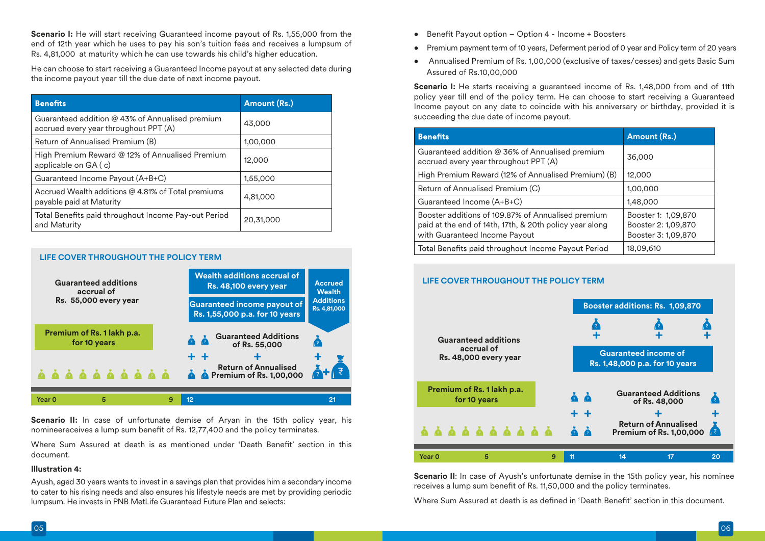**Scenario I:** He will start receiving Guaranteed income payout of Rs. 1,55,000 from the end of 12th year which he uses to pay his son's tuition fees and receives a lumpsum of Rs. 4,81,000 at maturity which he can use towards his child's higher education.

He can choose to start receiving a Guaranteed Income payout at any selected date during the income payout year till the due date of next income payout.

| Benefits | Amount (Rs.) |
|---|---|
| Guaranteed addition @ 43% of Annualised premium accrued every year throughout PPT (A) | 43,000 |
| Return of Annualised Premium (B) | 1,00,000 |
| High Premium Reward @ 12% of Annualised Premium applicable on GA ( c) | 12,000 |
| Guaranteed Income Payout (A+B+C) | 1,55,000 |
| Accrued Wealth additions @ 4.81% of Total premiums payable paid at Maturity | 4,81,000 |
| Total Benefits paid throughout Income Pay-out Period and Maturity | 20,31,000 |

**LIFE COVER THROUGHOUT THE POLICY TERM**

Guaranteed additions accrual of Rs. 55,000 every year

Wealth additions accrual of Rs. 48,100 every year

Guaranteed income payout of Rs. 1,55,000 p.a. for 10 years

Accrued Wealth Additions Rs. 4,81,000

Premium of Rs. 1 lakh p.a. for 10 years

Guaranteed Additions of Rs. 55,000 + Return of Annualised Premium of Rs. 1,00,000

Year 0 | 5 | 9 | 12 | 21

**Scenario II:** In case of unfortunate demise of Aryan in the 15th policy year, his nomineereceives a lump sum benefit of Rs. 12,77,400 and the policy terminates.

Where Sum Assured at death is as mentioned under 'Death Benefit' section in this document.

**Illustration 4:**

Ayush, aged 30 years wants to invest in a savings plan that provides him a secondary income to cater to his rising needs and also ensures his lifestyle needs are met by providing periodic lumpsum. He invests in PNB MetLife Guaranteed Future Plan and selects:

- Benefit Payout option – Option 4 - Income + Boosters
- Premium payment term of 10 years, Deferment period of 0 year and Policy term of 20 years
- Annualised Premium of Rs. 1,00,000 (exclusive of taxes/cesses) and gets Basic Sum Assured of Rs.10,00,000

**Scenario I:** He starts receiving a guaranteed income of Rs. 1,48,000 from end of 11th policy year till end of the policy term. He can choose to start receiving a Guaranteed Income payout on any date to coincide with his anniversary or birthday, provided it is succeeding the due date of income payout.

| Benefits | Amount (Rs.) |
|---|---|
| Guaranteed addition @ 36% of Annualised premium accrued every year throughout PPT (A) | 36,000 |
| High Premium Reward (12% of Annualised Premium) (B) | 12,000 |
| Return of Annualised Premium (C) | 1,00,000 |
| Guaranteed Income (A+B+C) | 1,48,000 |
| Booster additions of 109.87% of Annualised premium paid at the end of 14th, 17th, & 20th policy year along with Guaranteed Income Payout | Booster 1: 1,09,870<br>Booster 2: 1,09,870<br>Booster 3: 1,09,870 |
| Total Benefits paid throughout Income Payout Period | 18,09,610 |

**LIFE COVER THROUGHOUT THE POLICY TERM**

Booster additions: Rs. 1,09,870

Guaranteed additions accrual of Rs. 48,000 every year

Guaranteed income of Rs. 1,48,000 p.a. for 10 years

Premium of Rs. 1 lakh p.a. for 10 years

Guaranteed Additions of Rs. 48,000 + Return of Annualised Premium of Rs. 1,00,000

Year 0 | 5 | 9 | 11 | 14 | 17 | 20

**Scenario II**: In case of Ayush's unfortunate demise in the 15th policy year, his nominee receives a lump sum benefit of Rs. 11,50,000 and the policy terminates.

Where Sum Assured at death is as defined in 'Death Benefit' section in this document.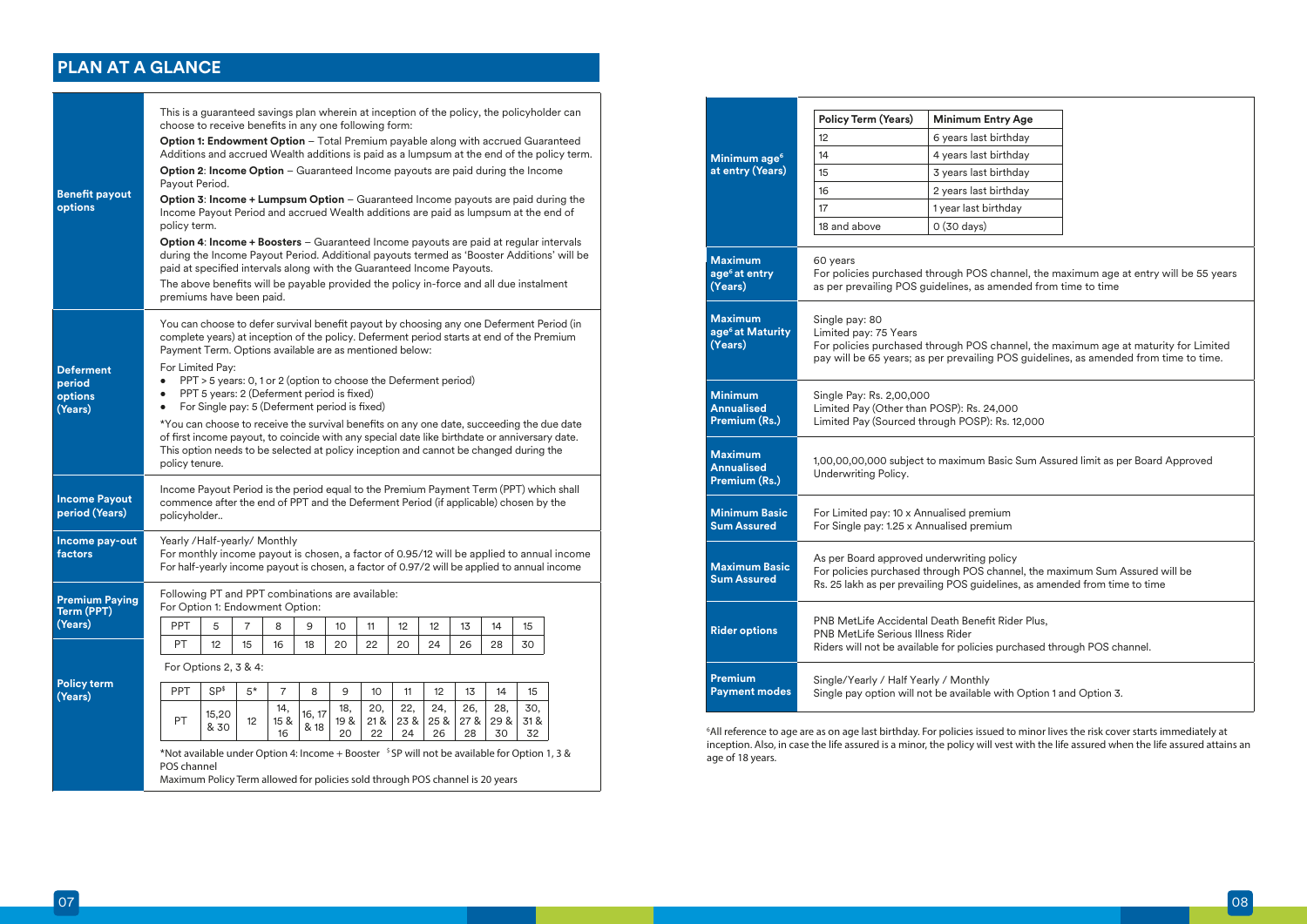## PLAN AT A GLANCE

| | |
|---|---|
| **Benefit payout options** | This is a guaranteed savings plan wherein at inception of the policy, the policyholder can choose to receive benefits in any one following form:<br>**Option 1: Endowment Option** – Total Premium payable along with accrued Guaranteed Additions and accrued Wealth additions is paid as a lumpsum at the end of the policy term.<br>**Option 2**: **Income Option** – Guaranteed Income payouts are paid during the Income Payout Period.<br>**Option 3**: **Income + Lumpsum Option** – Guaranteed Income payouts are paid during the Income Payout Period and accrued Wealth additions are paid as lumpsum at the end of policy term.<br>**Option 4**: **Income + Boosters** – Guaranteed Income payouts are paid at regular intervals during the Income Payout Period. Additional payouts termed as 'Booster Additions' will be paid at specified intervals along with the Guaranteed Income Payouts.<br>The above benefits will be payable provided the policy in-force and all due instalment premiums have been paid. |
| **Deferment period options (Years)** | You can choose to defer survival benefit payout by choosing any one Deferment Period (in complete years) at inception of the policy. Deferment period starts at end of the Premium Payment Term. Options available are as mentioned below:<br>For Limited Pay:<br>• PPT > 5 years: 0, 1 or 2 (option to choose the Deferment period)<br>• PPT 5 years: 2 (Deferment period is fixed)<br>• For Single pay: 5 (Deferment period is fixed)<br>*You can choose to receive the survival benefits on any one date, succeeding the due date of first income payout, to coincide with any special date like birthdate or anniversary date. This option needs to be selected at policy inception and cannot be changed during the policy tenure. |
| **Income Payout period (Years)** | Income Payout Period is the period equal to the Premium Payment Term (PPT) which shall commence after the end of PPT and the Deferment Period (if applicable) chosen by the policyholder.. |
| **Income pay-out factors** | Yearly /Half-yearly/ Monthly<br>For monthly income payout is chosen, a factor of 0.95/12 will be applied to annual income<br>For half-yearly income payout is chosen, a factor of 0.97/2 will be applied to annual income |
| **Premium Paying Term (PPT) (Years)**<br><br>**Policy term (Years)** | Following PT and PPT combinations are available:<br>For Option 1: Endowment Option: (see table below)<br>For Options 2, 3 & 4: (see table below)<br>*Not available under Option 4: Income + Booster $SP will not be available for Option 1, 3 & POS channel<br>Maximum Policy Term allowed for policies sold through POS channel is 20 years |

For Option 1: Endowment Option:

| PPT | 5 | 7 | 8 | 9 | 10 | 11 | 12 | 12 | 13 | 14 | 15 |
|---|---|---|---|---|---|---|---|---|---|---|---|
| PT | 12 | 15 | 16 | 18 | 20 | 22 | 20 | 24 | 26 | 28 | 30 |

For Options 2, 3 & 4:

| PPT | SP$ | 5* | 7 | 8 | 9 | 10 | 11 | 12 | 13 | 14 | 15 |
|---|---|---|---|---|---|---|---|---|---|---|---|
| PT | 15,20 & 30 | 12 | 14, 15 & 16 | 16, 17 & 18 | 18, 19 & 20 | 20, 21 & 22 | 22, 23 & 24 | 24, 25 & 26 | 26, 27 & 28 | 28, 29 & 30 | 30, 31 & 32 |

*Not available under Option 4: Income + Booster $SP will not be available for Option 1, 3 & POS channel

Maximum Policy Term allowed for policies sold through POS channel is 20 years

| | |
|---|---|
| **Minimum age[6] at entry (Years)** | (see table below) |
| **Maximum age[6] at entry (Years)** | 60 years<br>For policies purchased through POS channel, the maximum age at entry will be 55 years as per prevailing POS guidelines, as amended from time to time |
| **Maximum age[6] at Maturity (Years)** | Single pay: 80<br>Limited pay: 75 Years<br>For policies purchased through POS channel, the maximum age at maturity for Limited pay will be 65 years; as per prevailing POS guidelines, as amended from time to time. |
| **Minimum Annualised Premium (Rs.)** | Single Pay: Rs. 2,00,000<br>Limited Pay (Other than POSP): Rs. 24,000<br>Limited Pay (Sourced through POSP): Rs. 12,000 |
| **Maximum Annualised Premium (Rs.)** | 1,00,00,00,000 subject to maximum Basic Sum Assured limit as per Board Approved Underwriting Policy. |
| **Minimum Basic Sum Assured** | For Limited pay: 10 x Annualised premium<br>For Single pay: 1.25 x Annualised premium |
| **Maximum Basic Sum Assured** | As per Board approved underwriting policy<br>For policies purchased through POS channel, the maximum Sum Assured will be Rs. 25 lakh as per prevailing POS guidelines, as amended from time to time |
| **Rider options** | PNB MetLife Accidental Death Benefit Rider Plus,<br>PNB MetLife Serious Illness Rider<br>Riders will not be available for policies purchased through POS channel. |
| **Premium Payment modes** | Single/Yearly / Half Yearly / Monthly<br>Single pay option will not be available with Option 1 and Option 3. |

Minimum age[6] at entry (Years):

| Policy Term (Years) | Minimum Entry Age |
|---|---|
| 12 | 6 years last birthday |
| 14 | 4 years last birthday |
| 15 | 3 years last birthday |
| 16 | 2 years last birthday |
| 17 | 1 year last birthday |
| 18 and above | 0 (30 days) |

[6]All reference to age are as on age last birthday. For policies issued to minor lives the risk cover starts immediately at inception. Also, in case the life assured is a minor, the policy will vest with the life assured when the life assured attains an age of 18 years.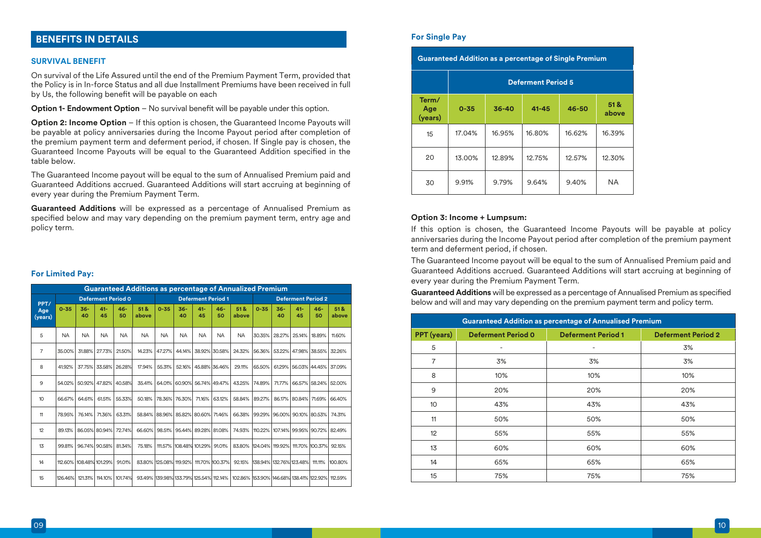## BENEFITS IN DETAILS

### SURVIVAL BENEFIT

On survival of the Life Assured until the end of the Premium Payment Term, provided that the Policy is in In-force Status and all due Installment Premiums have been received in full by Us, the following benefit will be payable on each

**Option 1- Endowment Option** – No survival benefit will be payable under this option.

**Option 2: Income Option** – If this option is chosen, the Guaranteed Income Payouts will be payable at policy anniversaries during the Income Payout period after completion of the premium payment term and deferment period, if chosen. If Single pay is chosen, the Guaranteed Income Payouts will be equal to the Guaranteed Addition specified in the table below.

The Guaranteed Income payout will be equal to the sum of Annualised Premium paid and Guaranteed Additions accrued. Guaranteed Additions will start accruing at beginning of every year during the Premium Payment Term.

**Guaranteed Additions** will be expressed as a percentage of Annualised Premium as specified below and may vary depending on the premium payment term, entry age and policy term.

#### For Limited Pay:

| PPT/ Age (years) | Guaranteed Additions as percentage of Annualized Premium | | | | | | | | | | | | | | |
|---|---|---|---|---|---|---|---|---|---|---|---|---|---|---|---|
| | Deferment Period 0 | | | | | Deferment Period 1 | | | | | Deferment Period 2 | | | | |
| | 0-35 | 36-40 | 41-45 | 46-50 | 51 & above | 0-35 | 36-40 | 41-45 | 46-50 | 51 & above | 0-35 | 36-40 | 41-45 | 46-50 | 51 & above |
| 5 | NA | NA | NA | NA | NA | NA | NA | NA | NA | NA | 30.35% | 28.27% | 25.14% | 18.89% | 11.60% |
| 7 | 35.00% | 31.88% | 27.73% | 21.50% | 14.23% | 47.27% | 44.14% | 38.92% | 30.58% | 24.32% | 56.36% | 53.22% | 47.98% | 38.55% | 32.26% |
| 8 | 41.92% | 37.75% | 33.58% | 26.28% | 17.94% | 55.31% | 52.16% | 45.88% | 36.46% | 29.11% | 65.50% | 61.29% | 56.03% | 44.45% | 37.09% |
| 9 | 54.02% | 50.92% | 47.82% | 40.58% | 35.41% | 64.01% | 60.90% | 56.74% | 49.47% | 43.25% | 74.89% | 71.77% | 66.57% | 58.24% | 52.00% |
| 10 | 66.67% | 64.61% | 61.51% | 55.33% | 50.18% | 78.36% | 76.30% | 71.16% | 63.12% | 58.84% | 89.27% | 86.17% | 80.84% | 71.69% | 66.40% |
| 11 | 78.95% | 76.14% | 71.36% | 63.31% | 58.84% | 88.96% | 85.82% | 80.60% | 71.46% | 66.38% | 99.29% | 96.00% | 90.10% | 80.53% | 74.31% |
| 12 | 89.13% | 86.05% | 80.94% | 72.74% | 66.60% | 98.51% | 95.44% | 89.28% | 81.08% | 74.93% | 110.22% | 107.14% | 99.95% | 90.72% | 82.49% |
| 13 | 99.81% | 96.74% | 90.58% | 81.34% | 75.18% | 111.57% | 108.48% | 101.29% | 91.01% | 83.80% | 124.04% | 119.92% | 111.70% | 100.37% | 92.15% |
| 14 | 112.60% | 108.48% | 101.29% | 91.01% | 83.80% | 125.08% | 119.92% | 111.70% | 100.37% | 92.15% | 138.94% | 132.76% | 123.48% | 111.11% | 100.80% |
| 15 | 126.46% | 121.31% | 114.10% | 101.74% | 93.49% | 139.98% | 133.79% | 125.54% | 112.14% | 102.86% | 153.90% | 146.68% | 138.41% | 122.92% | 112.59% |

#### For Single Pay

| Term/ Age (years) | Guaranteed Addition as a percentage of Single Premium | | | | |
|---|---|---|---|---|---|
| | Deferment Period 5 | | | | |
| | 0-35 | 36-40 | 41-45 | 46-50 | 51 & above |
| 15 | 17.04% | 16.95% | 16.80% | 16.62% | 16.39% |
| 20 | 13.00% | 12.89% | 12.75% | 12.57% | 12.30% |
| 30 | 9.91% | 9.79% | 9.64% | 9.40% | NA |

**Option 3: Income + Lumpsum:**

If this option is chosen, the Guaranteed Income Payouts will be payable at policy anniversaries during the Income Payout period after completion of the premium payment term and deferment period, if chosen.

The Guaranteed Income payout will be equal to the sum of Annualised Premium paid and Guaranteed Additions accrued. Guaranteed Additions will start accruing at beginning of every year during the Premium Payment Term.

**Guaranteed Additions** will be expressed as a percentage of Annualised Premium as specified below and will and may vary depending on the premium payment term and policy term.

| PPT (years) | Guaranteed Addition as percentage of Annualised Premium | | |
|---|---|---|---|
| | Deferment Period 0 | Deferment Period 1 | Deferment Period 2 |
| 5 | - | - | 3% |
| 7 | 3% | 3% | 3% |
| 8 | 10% | 10% | 10% |
| 9 | 20% | 20% | 20% |
| 10 | 43% | 43% | 43% |
| 11 | 50% | 50% | 50% |
| 12 | 55% | 55% | 55% |
| 13 | 60% | 60% | 60% |
| 14 | 65% | 65% | 65% |
| 15 | 75% | 75% | 75% |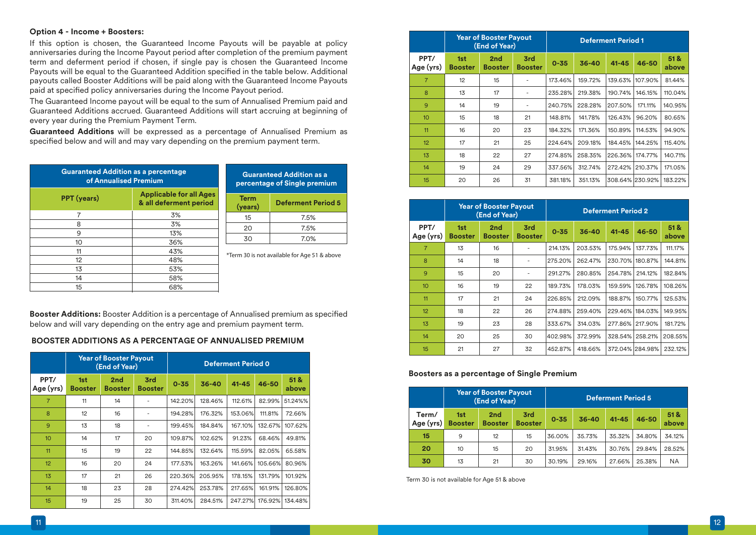**Option 4 - Income + Boosters:**

If this option is chosen, the Guaranteed Income Payouts will be payable at policy anniversaries during the Income Payout period after completion of the premium payment term and deferment period if chosen, if single pay is chosen the Guaranteed Income Payouts will be equal to the Guaranteed Addition specified in the table below. Additional payouts called Booster Additions will be paid along with the Guaranteed Income Payouts paid at specified policy anniversaries during the Income Payout period.

The Guaranteed Income payout will be equal to the sum of Annualised Premium paid and Guaranteed Additions accrued. Guaranteed Additions will start accruing at beginning of every year during the Premium Payment Term.

**Guaranteed Additions** will be expressed as a percentage of Annualised Premium as specified below and will and may vary depending on the premium payment term.

| Guaranteed Addition as a percentage of Annualised Premium | |
|---|---|
| PPT (years) | Applicable for all Ages & all deferment period |
| 7 | 3% |
| 8 | 3% |
| 9 | 13% |
| 10 | 36% |
| 11 | 43% |
| 12 | 48% |
| 13 | 53% |
| 14 | 58% |
| 15 | 68% |

| Guaranteed Addition as a percentage of Single premium | |
|---|---|
| Term (years) | Deferment Period 5 |
| 15 | 7.5% |
| 20 | 7.5% |
| 30 | 7.0% |

*Term 30 is not available for Age 51 & above

**Booster Additions:** Booster Addition is a percentage of Annualised premium as specified below and will vary depending on the entry age and premium payment term.

**BOOSTER ADDITIONS AS A PERCENTAGE OF ANNUALISED PREMIUM**

| | Year of Booster Payout (End of Year) | | | Deferment Period 0 | | | | |
|---|---|---|---|---|---|---|---|---|
| PPT/ Age (yrs) | 1st Booster | 2nd Booster | 3rd Booster | 0-35 | 36-40 | 41-45 | 46-50 | 51 & above |
| 7 | 11 | 14 | - | 142.20% | 128.46% | 112.61% | 82.99% | 51.24%% |
| 8 | 12 | 16 | - | 194.28% | 176.32% | 153.06% | 111.81% | 72.66% |
| 9 | 13 | 18 | - | 199.45% | 184.84% | 167.10% | 132.67% | 107.62% |
| 10 | 14 | 17 | 20 | 109.87% | 102.62% | 91.23% | 68.46% | 49.81% |
| 11 | 15 | 19 | 22 | 144.85% | 132.64% | 115.59% | 82.05% | 65.58% |
| 12 | 16 | 20 | 24 | 177.53% | 163.26% | 141.66% | 105.66% | 80.96% |
| 13 | 17 | 21 | 26 | 220.36% | 205.95% | 178.15% | 131.79% | 101.92% |
| 14 | 18 | 23 | 28 | 274.42% | 253.78% | 217.65% | 161.91% | 126.80% |
| 15 | 19 | 25 | 30 | 311.40% | 284.51% | 247.27% | 176.92% | 134.48% |

| | Year of Booster Payout (End of Year) | | | Deferment Period 1 | | | | |
|---|---|---|---|---|---|---|---|---|
| PPT/ Age (yrs) | 1st Booster | 2nd Booster | 3rd Booster | 0-35 | 36-40 | 41-45 | 46-50 | 51 & above |
| 7 | 12 | 15 | - | 173.46% | 159.72% | 139.63% | 107.90% | 81.44% |
| 8 | 13 | 17 | - | 235.28% | 219.38% | 190.74% | 146.15% | 110.04% |
| 9 | 14 | 19 | - | 240.75% | 228.28% | 207.50% | 171.11% | 140.95% |
| 10 | 15 | 18 | 21 | 148.81% | 141.78% | 126.43% | 96.20% | 80.65% |
| 11 | 16 | 20 | 23 | 184.32% | 171.36% | 150.89% | 114.53% | 94.90% |
| 12 | 17 | 21 | 25 | 224.64% | 209.18% | 184.45% | 144.25% | 115.40% |
| 13 | 18 | 22 | 27 | 274.85% | 258.35% | 226.36% | 174.77% | 140.71% |
| 14 | 19 | 24 | 29 | 337.56% | 312.74% | 272.42% | 210.37% | 171.05% |
| 15 | 20 | 26 | 31 | 381.18% | 351.13% | 308.64% | 230.92% | 183.22% |

| | Year of Booster Payout (End of Year) | | | Deferment Period 2 | | | | |
|---|---|---|---|---|---|---|---|---|
| PPT/ Age (yrs) | 1st Booster | 2nd Booster | 3rd Booster | 0-35 | 36-40 | 41-45 | 46-50 | 51 & above |
| 7 | 13 | 16 | - | 214.13% | 203.53% | 175.94% | 137.73% | 111.17% |
| 8 | 14 | 18 | - | 275.20% | 262.47% | 230.70% | 180.87% | 144.81% |
| 9 | 15 | 20 | - | 291.27% | 280.85% | 254.78% | 214.12% | 182.84% |
| 10 | 16 | 19 | 22 | 189.73% | 178.03% | 159.59% | 126.78% | 108.26% |
| 11 | 17 | 21 | 24 | 226.85% | 212.09% | 188.87% | 150.77% | 125.53% |
| 12 | 18 | 22 | 26 | 274.88% | 259.40% | 229.46% | 184.03% | 149.95% |
| 13 | 19 | 23 | 28 | 333.67% | 314.03% | 277.86% | 217.90% | 181.72% |
| 14 | 20 | 25 | 30 | 402.98% | 372.99% | 328.54% | 258.21% | 208.55% |
| 15 | 21 | 27 | 32 | 452.87% | 418.66% | 372.04% | 284.98% | 232.12% |

**Boosters as a percentage of Single Premium**

| | Year of Booster Payout (End of Year) | | | Deferment Period 5 | | | | |
|---|---|---|---|---|---|---|---|---|
| Term/ Age (yrs) | 1st Booster | 2nd Booster | 3rd Booster | 0-35 | 36-40 | 41-45 | 46-50 | 51 & above |
| 15 | 9 | 12 | 15 | 36.00% | 35.73% | 35.32% | 34.80% | 34.12% |
| 20 | 10 | 15 | 20 | 31.95% | 31.43% | 30.76% | 29.84% | 28.52% |
| 30 | 13 | 21 | 30 | 30.19% | 29.16% | 27.66% | 25.38% | NA |

Term 30 is not available for Age 51 & above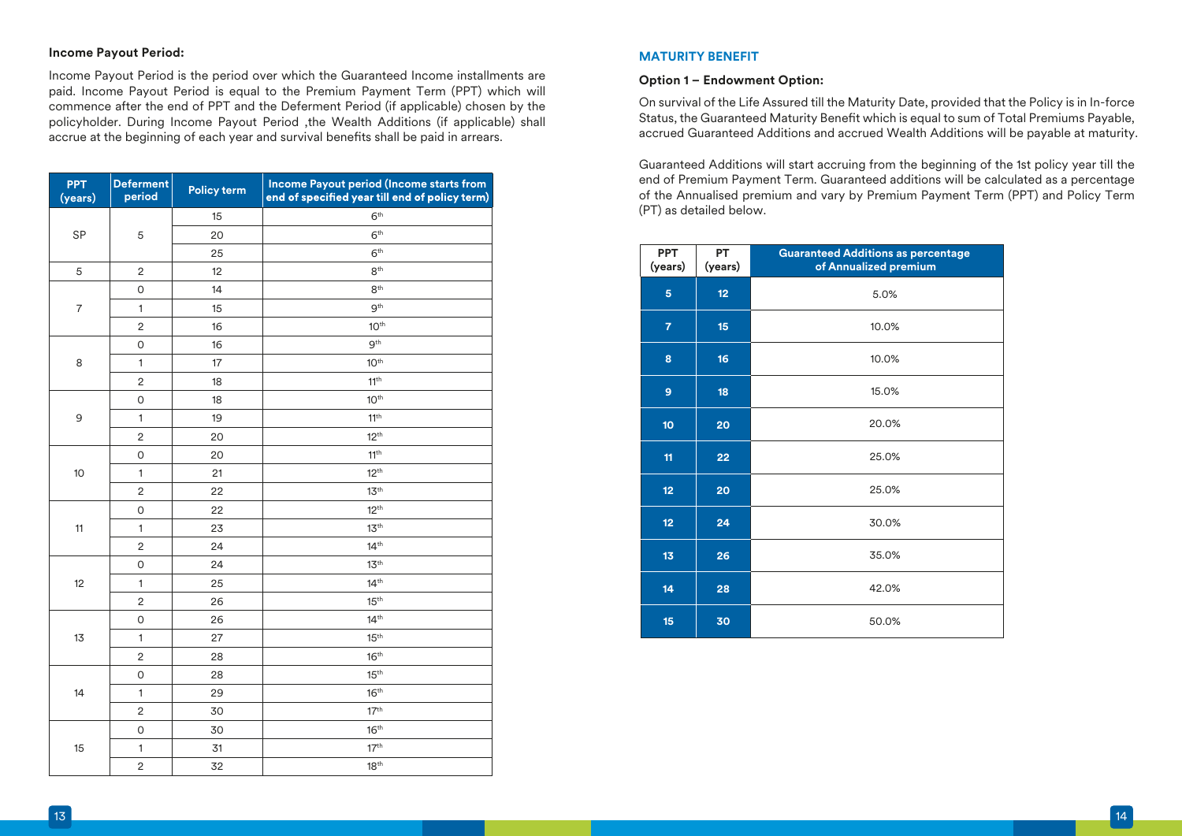**Income Payout Period:**

Income Payout Period is the period over which the Guaranteed Income installments are paid. Income Payout Period is equal to the Premium Payment Term (PPT) which will commence after the end of PPT and the Deferment Period (if applicable) chosen by the policyholder. During Income Payout Period ,the Wealth Additions (if applicable) shall accrue at the beginning of each year and survival benefits shall be paid in arrears.

| PPT (years) | Deferment period | Policy term | Income Payout period (Income starts from end of specified year till end of policy term) |
|---|---|---|---|
| SP | 5 | 15 | 6th |
| | | 20 | 6th |
| | | 25 | 6th |
| 5 | 2 | 12 | 8th |
| 7 | 0 | 14 | 8th |
| | 1 | 15 | 9th |
| | 2 | 16 | 10th |
| 8 | 0 | 16 | 9th |
| | 1 | 17 | 10th |
| | 2 | 18 | 11th |
| 9 | 0 | 18 | 10th |
| | 1 | 19 | 11th |
| | 2 | 20 | 12th |
| 10 | 0 | 20 | 11th |
| | 1 | 21 | 12th |
| | 2 | 22 | 13th |
| 11 | 0 | 22 | 12th |
| | 1 | 23 | 13th |
| | 2 | 24 | 14th |
| 12 | 0 | 24 | 13th |
| | 1 | 25 | 14th |
| | 2 | 26 | 15th |
| 13 | 0 | 26 | 14th |
| | 1 | 27 | 15th |
| | 2 | 28 | 16th |
| 14 | 0 | 28 | 15th |
| | 1 | 29 | 16th |
| | 2 | 30 | 17th |
| 15 | 0 | 30 | 16th |
| | 1 | 31 | 17th |
| | 2 | 32 | 18th |

## MATURITY BENEFIT

**Option 1 – Endowment Option:**

On survival of the Life Assured till the Maturity Date, provided that the Policy is in In-force Status, the Guaranteed Maturity Benefit which is equal to sum of Total Premiums Payable, accrued Guaranteed Additions and accrued Wealth Additions will be payable at maturity.

Guaranteed Additions will start accruing from the beginning of the 1st policy year till the end of Premium Payment Term. Guaranteed additions will be calculated as a percentage of the Annualised premium and vary by Premium Payment Term (PPT) and Policy Term (PT) as detailed below.

| PPT (years) | PT (years) | Guaranteed Additions as percentage of Annualized premium |
|---|---|---|
| 5 | 12 | 5.0% |
| 7 | 15 | 10.0% |
| 8 | 16 | 10.0% |
| 9 | 18 | 15.0% |
| 10 | 20 | 20.0% |
| 11 | 22 | 25.0% |
| 12 | 20 | 25.0% |
| 12 | 24 | 30.0% |
| 13 | 26 | 35.0% |
| 14 | 28 | 42.0% |
| 15 | 30 | 50.0% |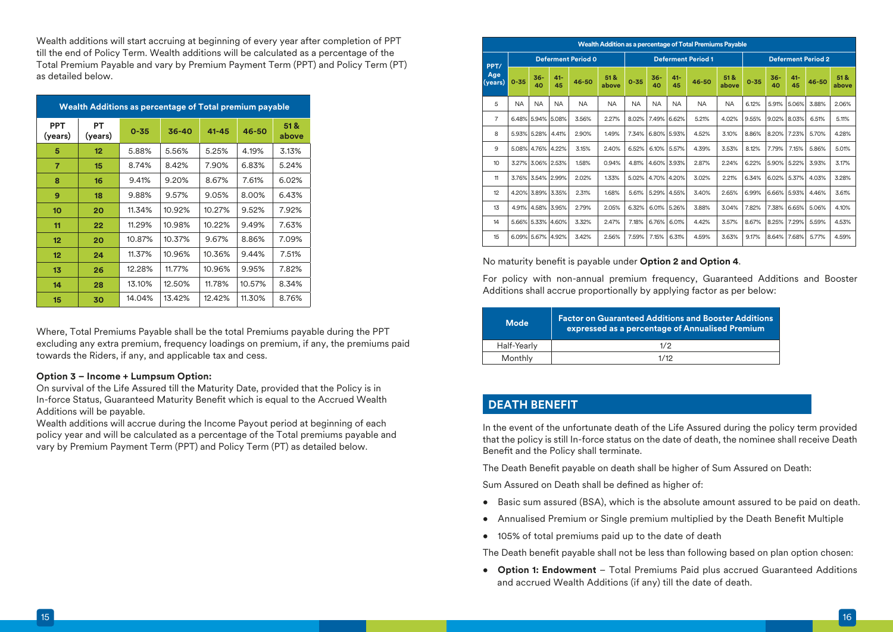Wealth additions will start accruing at beginning of every year after completion of PPT till the end of Policy Term. Wealth additions will be calculated as a percentage of the Total Premium Payable and vary by Premium Payment Term (PPT) and Policy Term (PT) as detailed below.

| Wealth Additions as percentage of Total premium payable | | | | | | |
|---|---|---|---|---|---|---|
| PPT (years) | PT (years) | 0-35 | 36-40 | 41-45 | 46-50 | 51 & above |
| 5 | 12 | 5.88% | 5.56% | 5.25% | 4.19% | 3.13% |
| 7 | 15 | 8.74% | 8.42% | 7.90% | 6.83% | 5.24% |
| 8 | 16 | 9.41% | 9.20% | 8.67% | 7.61% | 6.02% |
| 9 | 18 | 9.88% | 9.57% | 9.05% | 8.00% | 6.43% |
| 10 | 20 | 11.34% | 10.92% | 10.27% | 9.52% | 7.92% |
| 11 | 22 | 11.29% | 10.98% | 10.22% | 9.49% | 7.63% |
| 12 | 20 | 10.87% | 10.37% | 9.67% | 8.86% | 7.09% |
| 12 | 24 | 11.37% | 10.96% | 10.36% | 9.44% | 7.51% |
| 13 | 26 | 12.28% | 11.77% | 10.96% | 9.95% | 7.82% |
| 14 | 28 | 13.10% | 12.50% | 11.78% | 10.57% | 8.34% |
| 15 | 30 | 14.04% | 13.42% | 12.42% | 11.30% | 8.76% |

Where, Total Premiums Payable shall be the total Premiums payable during the PPT excluding any extra premium, frequency loadings on premium, if any, the premiums paid towards the Riders, if any, and applicable tax and cess.

**Option 3 – Income + Lumpsum Option:**

On survival of the Life Assured till the Maturity Date, provided that the Policy is in In-force Status, Guaranteed Maturity Benefit which is equal to the Accrued Wealth Additions will be payable.

Wealth additions will accrue during the Income Payout period at beginning of each policy year and will be calculated as a percentage of the Total premiums payable and vary by Premium Payment Term (PPT) and Policy Term (PT) as detailed below.

| Wealth Addition as a percentage of Total Premiums Payable | | | | | | | | | | | | | | | |
|---|---|---|---|---|---|---|---|---|---|---|---|---|---|---|---|
| PPT/ Age (years) | Deferment Period 0 | | | | | Deferment Period 1 | | | | | Deferment Period 2 | | | | |
| | 0-35 | 36-40 | 41-45 | 46-50 | 51 & above | 0-35 | 36-40 | 41-45 | 46-50 | 51 & above | 0-35 | 36-40 | 41-45 | 46-50 | 51 & above |
| 5 | NA | NA | NA | NA | NA | NA | NA | NA | NA | NA | 6.12% | 5.91% | 5.06% | 3.88% | 2.06% |
| 7 | 6.48% | 5.94% | 5.08% | 3.56% | 2.27% | 8.02% | 7.49% | 6.62% | 5.21% | 4.02% | 9.55% | 9.02% | 8.03% | 6.51% | 5.11% |
| 8 | 5.93% | 5.28% | 4.41% | 2.90% | 1.49% | 7.34% | 6.80% | 5.93% | 4.52% | 3.10% | 8.86% | 8.20% | 7.23% | 5.70% | 4.28% |
| 9 | 5.08% | 4.76% | 4.22% | 3.15% | 2.40% | 6.52% | 6.10% | 5.57% | 4.39% | 3.53% | 8.12% | 7.79% | 7.15% | 5.86% | 5.01% |
| 10 | 3.27% | 3.06% | 2.53% | 1.58% | 0.94% | 4.81% | 4.60% | 3.93% | 2.87% | 2.24% | 6.22% | 5.90% | 5.22% | 3.93% | 3.17% |
| 11 | 3.76% | 3.54% | 2.99% | 2.02% | 1.33% | 5.02% | 4.70% | 4.20% | 3.02% | 2.21% | 6.34% | 6.02% | 5.37% | 4.03% | 3.28% |
| 12 | 4.20% | 3.89% | 3.35% | 2.31% | 1.68% | 5.61% | 5.29% | 4.55% | 3.40% | 2.65% | 6.99% | 6.66% | 5.93% | 4.46% | 3.61% |
| 13 | 4.91% | 4.58% | 3.95% | 2.79% | 2.05% | 6.32% | 6.01% | 5.26% | 3.88% | 3.04% | 7.82% | 7.38% | 6.65% | 5.06% | 4.10% |
| 14 | 5.66% | 5.33% | 4.60% | 3.32% | 2.47% | 7.18% | 6.76% | 6.01% | 4.42% | 3.57% | 8.67% | 8.25% | 7.29% | 5.59% | 4.53% |
| 15 | 6.09% | 5.67% | 4.92% | 3.42% | 2.56% | 7.59% | 7.15% | 6.31% | 4.59% | 3.63% | 9.17% | 8.64% | 7.68% | 5.77% | 4.59% |

No maturity benefit is payable under **Option 2 and Option 4**.

For policy with non-annual premium frequency, Guaranteed Additions and Booster Additions shall accrue proportionally by applying factor as per below:

| Mode | Factor on Guaranteed Additions and Booster Additions expressed as a percentage of Annualised Premium |
|---|---|
| Half-Yearly | 1/2 |
| Monthly | 1/12 |

## DEATH BENEFIT

In the event of the unfortunate death of the Life Assured during the policy term provided that the policy is still In-force status on the date of death, the nominee shall receive Death Benefit and the Policy shall terminate.

The Death Benefit payable on death shall be higher of Sum Assured on Death:

Sum Assured on Death shall be defined as higher of:

- Basic sum assured (BSA), which is the absolute amount assured to be paid on death.
- Annualised Premium or Single premium multiplied by the Death Benefit Multiple
- 105% of total premiums paid up to the date of death

The Death benefit payable shall not be less than following based on plan option chosen:

- **Option 1: Endowment** – Total Premiums Paid plus accrued Guaranteed Additions and accrued Wealth Additions (if any) till the date of death.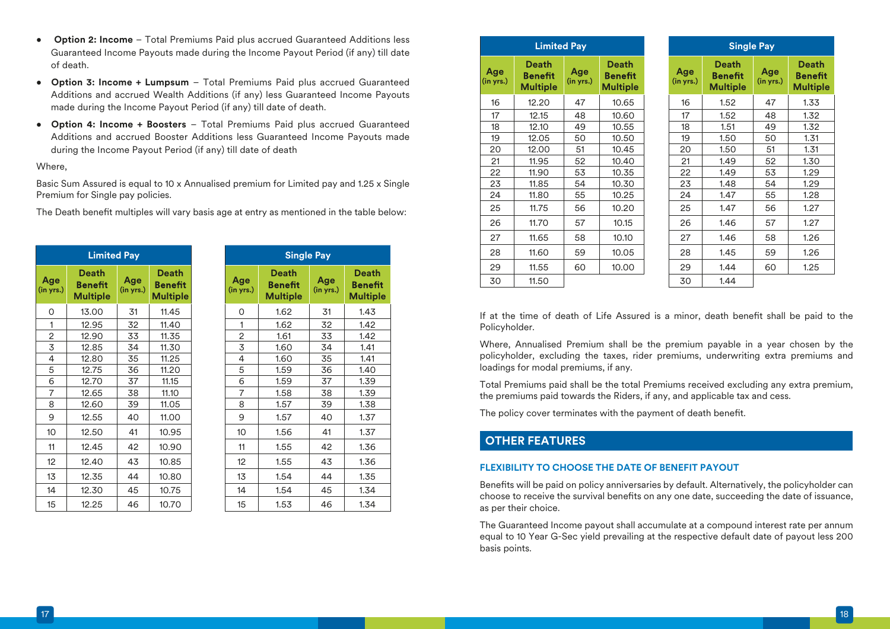- **Option 2: Income** – Total Premiums Paid plus accrued Guaranteed Additions less Guaranteed Income Payouts made during the Income Payout Period (if any) till date of death.
- **Option 3: Income + Lumpsum** – Total Premiums Paid plus accrued Guaranteed Additions and accrued Wealth Additions (if any) less Guaranteed Income Payouts made during the Income Payout Period (if any) till date of death.
- **Option 4: Income + Boosters** – Total Premiums Paid plus accrued Guaranteed Additions and accrued Booster Additions less Guaranteed Income Payouts made during the Income Payout Period (if any) till date of death

Where,

Basic Sum Assured is equal to 10 x Annualised premium for Limited pay and 1.25 x Single Premium for Single pay policies.

The Death benefit multiples will vary basis age at entry as mentioned in the table below:

| Limited Pay | | | |
|---|---|---|---|
| Age (in yrs.) | Death Benefit Multiple | Age (in yrs.) | Death Benefit Multiple |
| 0 | 13.00 | 31 | 11.45 |
| 1 | 12.95 | 32 | 11.40 |
| 2 | 12.90 | 33 | 11.35 |
| 3 | 12.85 | 34 | 11.30 |
| 4 | 12.80 | 35 | 11.25 |
| 5 | 12.75 | 36 | 11.20 |
| 6 | 12.70 | 37 | 11.15 |
| 7 | 12.65 | 38 | 11.10 |
| 8 | 12.60 | 39 | 11.05 |
| 9 | 12.55 | 40 | 11.00 |
| 10 | 12.50 | 41 | 10.95 |
| 11 | 12.45 | 42 | 10.90 |
| 12 | 12.40 | 43 | 10.85 |
| 13 | 12.35 | 44 | 10.80 |
| 14 | 12.30 | 45 | 10.75 |
| 15 | 12.25 | 46 | 10.70 |
| 16 | 12.20 | 47 | 10.65 |
| 17 | 12.15 | 48 | 10.60 |
| 18 | 12.10 | 49 | 10.55 |
| 19 | 12.05 | 50 | 10.50 |
| 20 | 12.00 | 51 | 10.45 |
| 21 | 11.95 | 52 | 10.40 |
| 22 | 11.90 | 53 | 10.35 |
| 23 | 11.85 | 54 | 10.30 |
| 24 | 11.80 | 55 | 10.25 |
| 25 | 11.75 | 56 | 10.20 |
| 26 | 11.70 | 57 | 10.15 |
| 27 | 11.65 | 58 | 10.10 |
| 28 | 11.60 | 59 | 10.05 |
| 29 | 11.55 | 60 | 10.00 |
| 30 | 11.50 | | |

| Single Pay | | | |
|---|---|---|---|
| Age (in yrs.) | Death Benefit Multiple | Age (in yrs.) | Death Benefit Multiple |
| 0 | 1.62 | 31 | 1.43 |
| 1 | 1.62 | 32 | 1.42 |
| 2 | 1.61 | 33 | 1.42 |
| 3 | 1.60 | 34 | 1.41 |
| 4 | 1.60 | 35 | 1.41 |
| 5 | 1.59 | 36 | 1.40 |
| 6 | 1.59 | 37 | 1.39 |
| 7 | 1.58 | 38 | 1.39 |
| 8 | 1.57 | 39 | 1.38 |
| 9 | 1.57 | 40 | 1.37 |
| 10 | 1.56 | 41 | 1.37 |
| 11 | 1.55 | 42 | 1.36 |
| 12 | 1.55 | 43 | 1.36 |
| 13 | 1.54 | 44 | 1.35 |
| 14 | 1.54 | 45 | 1.34 |
| 15 | 1.53 | 46 | 1.34 |
| 16 | 1.52 | 47 | 1.33 |
| 17 | 1.52 | 48 | 1.32 |
| 18 | 1.51 | 49 | 1.32 |
| 19 | 1.50 | 50 | 1.31 |
| 20 | 1.50 | 51 | 1.31 |
| 21 | 1.49 | 52 | 1.30 |
| 22 | 1.49 | 53 | 1.29 |
| 23 | 1.48 | 54 | 1.29 |
| 24 | 1.47 | 55 | 1.28 |
| 25 | 1.47 | 56 | 1.27 |
| 26 | 1.46 | 57 | 1.27 |
| 27 | 1.46 | 58 | 1.26 |
| 28 | 1.45 | 59 | 1.26 |
| 29 | 1.44 | 60 | 1.25 |
| 30 | 1.44 | | |

If at the time of death of Life Assured is a minor, death benefit shall be paid to the Policyholder.

Where, Annualised Premium shall be the premium payable in a year chosen by the policyholder, excluding the taxes, rider premiums, underwriting extra premiums and loadings for modal premiums, if any.

Total Premiums paid shall be the total Premiums received excluding any extra premium, the premiums paid towards the Riders, if any, and applicable tax and cess.

The policy cover terminates with the payment of death benefit.

## OTHER FEATURES

### FLEXIBILITY TO CHOOSE THE DATE OF BENEFIT PAYOUT

Benefits will be paid on policy anniversaries by default. Alternatively, the policyholder can choose to receive the survival benefits on any one date, succeeding the date of issuance, as per their choice.

The Guaranteed Income payout shall accumulate at a compound interest rate per annum equal to 10 Year G-Sec yield prevailing at the respective default date of payout less 200 basis points.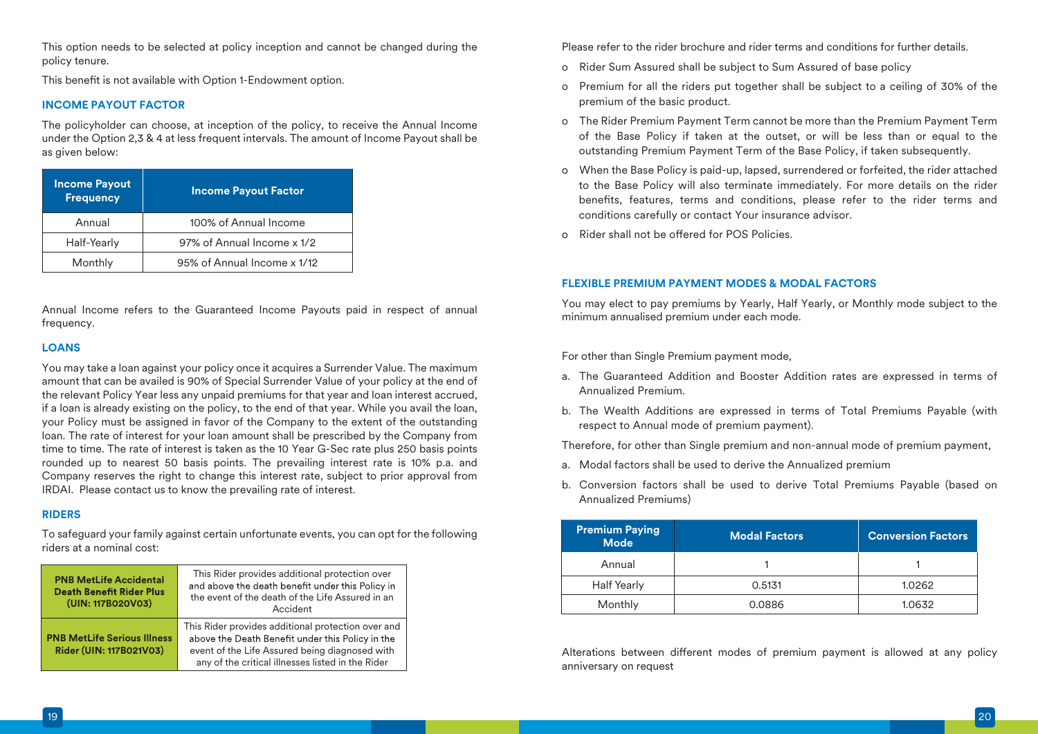This option needs to be selected at policy inception and cannot be changed during the policy tenure.

This benefit is not available with Option 1-Endowment option.

### INCOME PAYOUT FACTOR

The policyholder can choose, at inception of the policy, to receive the Annual Income under the Option 2,3 & 4 at less frequent intervals. The amount of Income Payout shall be as given below:

| Income Payout Frequency | Income Payout Factor |
|---|---|
| Annual | 100% of Annual Income |
| Half-Yearly | 97% of Annual Income x 1/2 |
| Monthly | 95% of Annual Income x 1/12 |

Annual Income refers to the Guaranteed Income Payouts paid in respect of annual frequency.

### LOANS

You may take a loan against your policy once it acquires a Surrender Value. The maximum amount that can be availed is 90% of Special Surrender Value of your policy at the end of the relevant Policy Year less any unpaid premiums for that year and loan interest accrued, if a loan is already existing on the policy, to the end of that year. While you avail the loan, your Policy must be assigned in favor of the Company to the extent of the outstanding loan. The rate of interest for your loan amount shall be prescribed by the Company from time to time. The rate of interest is taken as the 10 Year G-Sec rate plus 250 basis points rounded up to nearest 50 basis points. The prevailing interest rate is 10% p.a. and Company reserves the right to change this interest rate, subject to prior approval from IRDAI. Please contact us to know the prevailing rate of interest.

### RIDERS

To safeguard your family against certain unfortunate events, you can opt for the following riders at a nominal cost:

| Rider | Description |
|---|---|
| **PNB MetLife Accidental Death Benefit Rider Plus (UIN: 117B020V03)** | This Rider provides additional protection over and above the death benefit under this Policy in the event of the death of the Life Assured in an Accident |
| **PNB MetLife Serious Illness Rider (UIN: 117B021V03)** | This Rider provides additional protection over and above the Death Benefit under this Policy in the event of the Life Assured being diagnosed with any of the critical illnesses listed in the Rider |

Please refer to the rider brochure and rider terms and conditions for further details.

- Rider Sum Assured shall be subject to Sum Assured of base policy
- Premium for all the riders put together shall be subject to a ceiling of 30% of the premium of the basic product.
- The Rider Premium Payment Term cannot be more than the Premium Payment Term of the Base Policy if taken at the outset, or will be less than or equal to the outstanding Premium Payment Term of the Base Policy, if taken subsequently.
- When the Base Policy is paid-up, lapsed, surrendered or forfeited, the rider attached to the Base Policy will also terminate immediately. For more details on the rider benefits, features, terms and conditions, please refer to the rider terms and conditions carefully or contact Your insurance advisor.
- Rider shall not be offered for POS Policies.

### FLEXIBLE PREMIUM PAYMENT MODES & MODAL FACTORS

You may elect to pay premiums by Yearly, Half Yearly, or Monthly mode subject to the minimum annualised premium under each mode.

For other than Single Premium payment mode,

a. The Guaranteed Addition and Booster Addition rates are expressed in terms of Annualized Premium.
b. The Wealth Additions are expressed in terms of Total Premiums Payable (with respect to Annual mode of premium payment).

Therefore, for other than Single premium and non-annual mode of premium payment,

a. Modal factors shall be used to derive the Annualized premium
b. Conversion factors shall be used to derive Total Premiums Payable (based on Annualized Premiums)

| Premium Paying Mode | Modal Factors | Conversion Factors |
|---|---|---|
| Annual | 1 | 1 |
| Half Yearly | 0.5131 | 1.0262 |
| Monthly | 0.0886 | 1.0632 |

Alterations between different modes of premium payment is allowed at any policy anniversary on request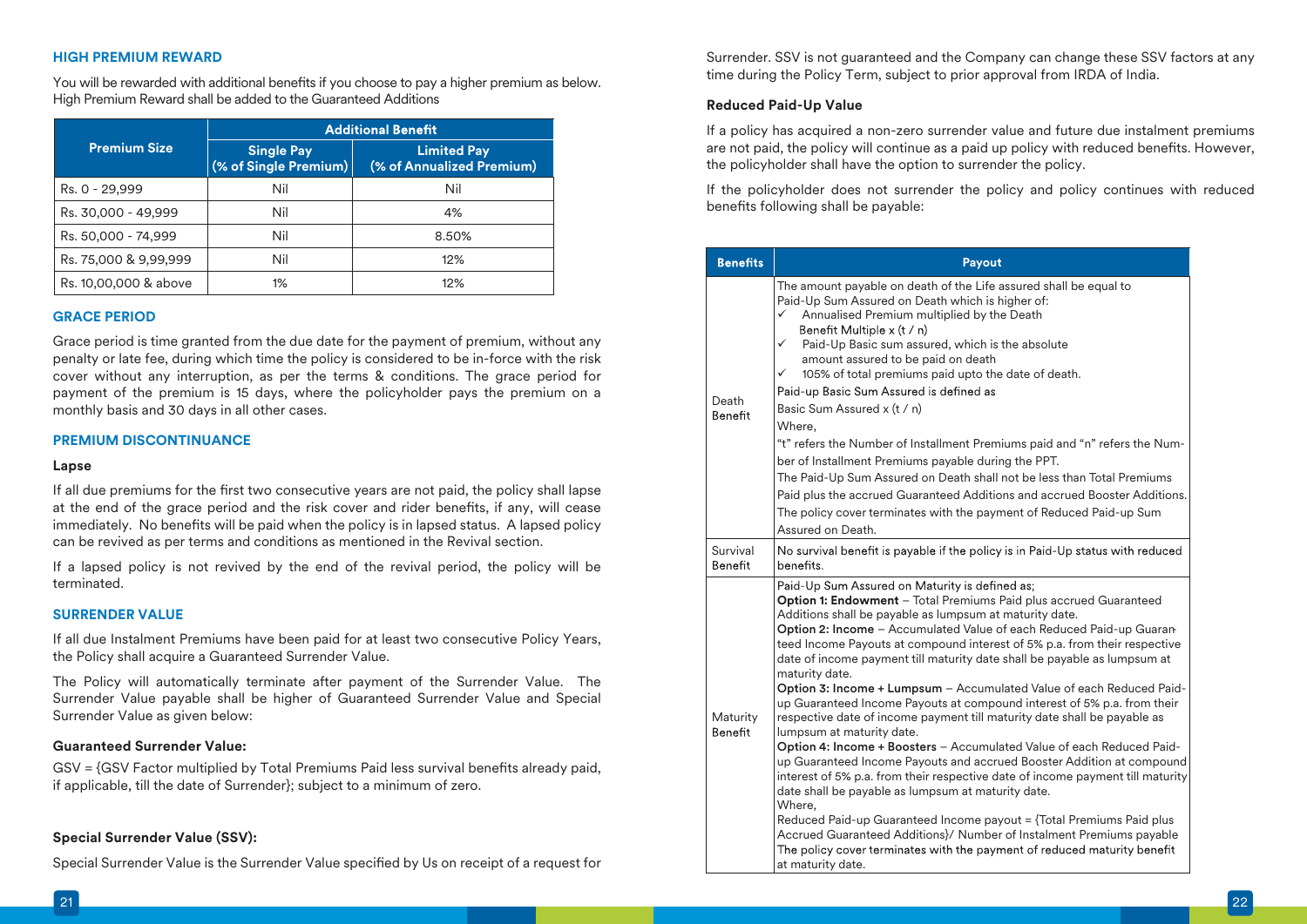### HIGH PREMIUM REWARD

You will be rewarded with additional benefits if you choose to pay a higher premium as below. High Premium Reward shall be added to the Guaranteed Additions

| Premium Size | Additional Benefit | |
|---|---|---|
| | Single Pay (% of Single Premium) | Limited Pay (% of Annualized Premium) |
| Rs. 0 - 29,999 | Nil | Nil |
| Rs. 30,000 - 49,999 | Nil | 4% |
| Rs. 50,000 - 74,999 | Nil | 8.50% |
| Rs. 75,000 & 9,99,999 | Nil | 12% |
| Rs. 10,00,000 & above | 1% | 12% |

### GRACE PERIOD

Grace period is time granted from the due date for the payment of premium, without any penalty or late fee, during which time the policy is considered to be in-force with the risk cover without any interruption, as per the terms & conditions. The grace period for payment of the premium is 15 days, where the policyholder pays the premium on a monthly basis and 30 days in all other cases.

### PREMIUM DISCONTINUANCE

#### Lapse

If all due premiums for the first two consecutive years are not paid, the policy shall lapse at the end of the grace period and the risk cover and rider benefits, if any, will cease immediately. No benefits will be paid when the policy is in lapsed status. A lapsed policy can be revived as per terms and conditions as mentioned in the Revival section.

If a lapsed policy is not revived by the end of the revival period, the policy will be terminated.

### SURRENDER VALUE

If all due Instalment Premiums have been paid for at least two consecutive Policy Years, the Policy shall acquire a Guaranteed Surrender Value.

The Policy will automatically terminate after payment of the Surrender Value. The Surrender Value payable shall be higher of Guaranteed Surrender Value and Special Surrender Value as given below:

#### Guaranteed Surrender Value:

GSV = {GSV Factor multiplied by Total Premiums Paid less survival benefits already paid, if applicable, till the date of Surrender}; subject to a minimum of zero.

#### Special Surrender Value (SSV):

Special Surrender Value is the Surrender Value specified by Us on receipt of a request for Surrender. SSV is not guaranteed and the Company can change these SSV factors at any time during the Policy Term, subject to prior approval from IRDA of India.

#### Reduced Paid-Up Value

If a policy has acquired a non-zero surrender value and future due instalment premiums are not paid, the policy will continue as a paid up policy with reduced benefits. However, the policyholder shall have the option to surrender the policy.

If the policyholder does not surrender the policy and policy continues with reduced benefits following shall be payable:

| Benefits | Payout |
|---|---|
| Death Benefit | The amount payable on death of the Life assured shall be equal to Paid-Up Sum Assured on Death which is higher of:<br>✓ Annualised Premium multiplied by the Death Benefit Multiple x (t / n)<br>✓ Paid-Up Basic sum assured, which is the absolute amount assured to be paid on death<br>✓ 105% of total premiums paid upto the date of death.<br>Paid-up Basic Sum Assured is defined as<br>Basic Sum Assured x (t / n)<br>Where,<br>"t" refers the Number of Installment Premiums paid and "n" refers the Number of Installment Premiums payable during the PPT.<br>The Paid-Up Sum Assured on Death shall not be less than Total Premiums Paid plus the accrued Guaranteed Additions and accrued Booster Additions.<br>The policy cover terminates with the payment of Reduced Paid-up Sum Assured on Death. |
| Survival Benefit | No survival benefit is payable if the policy is in Paid-Up status with reduced benefits. |
| Maturity Benefit | Paid-Up Sum Assured on Maturity is defined as;<br>**Option 1: Endowment** – Total Premiums Paid plus accrued Guaranteed Additions shall be payable as lumpsum at maturity date.<br>**Option 2: Income** – Accumulated Value of each Reduced Paid-up Guaranteed Income Payouts at compound interest of 5% p.a. from their respective date of income payment till maturity date shall be payable as lumpsum at maturity date.<br>**Option 3: Income + Lumpsum** – Accumulated Value of each Reduced Paid-up Guaranteed Income Payouts at compound interest of 5% p.a. from their respective date of income payment till maturity date shall be payable as lumpsum at maturity date.<br>**Option 4: Income + Boosters** – Accumulated Value of each Reduced Paid-up Guaranteed Income Payouts and accrued Booster Addition at compound interest of 5% p.a. from their respective date of income payment till maturity date shall be payable as lumpsum at maturity date.<br>Where,<br>Reduced Paid-up Guaranteed Income payout = {Total Premiums Paid plus Accrued Guaranteed Additions}/ Number of Instalment Premiums payable<br>The policy cover terminates with the payment of reduced maturity benefit at maturity date. |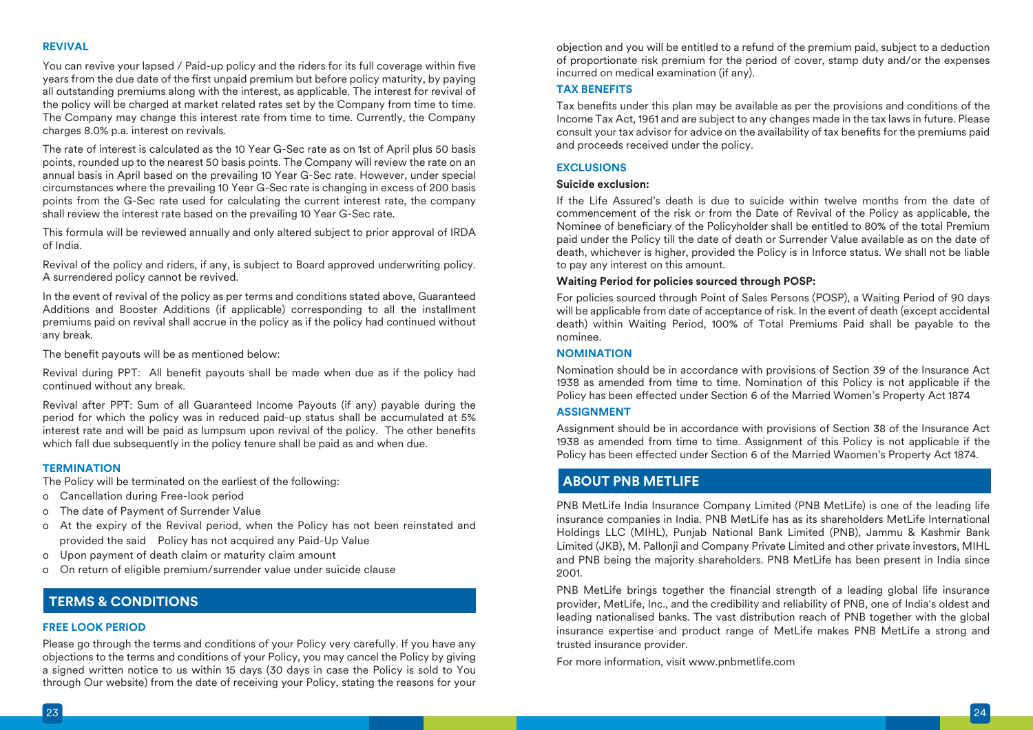## REVIVAL

You can revive your lapsed / Paid-up policy and the riders for its full coverage within five years from the due date of the first unpaid premium but before policy maturity, by paying all outstanding premiums along with the interest, as applicable. The interest for revival of the policy will be charged at market related rates set by the Company from time to time. The Company may change this interest rate from time to time. Currently, the Company charges 8.0% p.a. interest on revivals.

The rate of interest is calculated as the 10 Year G-Sec rate as on 1st of April plus 50 basis points, rounded up to the nearest 50 basis points. The Company will review the rate on an annual basis in April based on the prevailing 10 Year G-Sec rate. However, under special circumstances where the prevailing 10 Year G-Sec rate is changing in excess of 200 basis points from the G-Sec rate used for calculating the current interest rate, the company shall review the interest rate based on the prevailing 10 Year G-Sec rate.

This formula will be reviewed annually and only altered subject to prior approval of IRDA of India.

Revival of the policy and riders, if any, is subject to Board approved underwriting policy. A surrendered policy cannot be revived.

In the event of revival of the policy as per terms and conditions stated above, Guaranteed Additions and Booster Additions (if applicable) corresponding to all the installment premiums paid on revival shall accrue in the policy as if the policy had continued without any break.

The benefit payouts will be as mentioned below:

Revival during PPT: All benefit payouts shall be made when due as if the policy had continued without any break.

Revival after PPT: Sum of all Guaranteed Income Payouts (if any) payable during the period for which the policy was in reduced paid-up status shall be accumulated at 5% interest rate and will be paid as lumpsum upon revival of the policy. The other benefits which fall due subsequently in the policy tenure shall be paid as and when due.

## TERMINATION

The Policy will be terminated on the earliest of the following:

- Cancellation during Free-look period
- The date of Payment of Surrender Value
- At the expiry of the Revival period, when the Policy has not been reinstated and provided the said Policy has not acquired any Paid-Up Value
- Upon payment of death claim or maturity claim amount
- On return of eligible premium/surrender value under suicide clause

# TERMS & CONDITIONS

## FREE LOOK PERIOD

Please go through the terms and conditions of your Policy very carefully. If you have any objections to the terms and conditions of your Policy, you may cancel the Policy by giving a signed written notice to us within 15 days (30 days in case the Policy is sold to You through Our website) from the date of receiving your Policy, stating the reasons for your objection and you will be entitled to a refund of the premium paid, subject to a deduction of proportionate risk premium for the period of cover, stamp duty and/or the expenses incurred on medical examination (if any).

## TAX BENEFITS

Tax benefits under this plan may be available as per the provisions and conditions of the Income Tax Act, 1961 and are subject to any changes made in the tax laws in future. Please consult your tax advisor for advice on the availability of tax benefits for the premiums paid and proceeds received under the policy.

## EXCLUSIONS

**Suicide exclusion:**

If the Life Assured's death is due to suicide within twelve months from the date of commencement of the risk or from the Date of Revival of the Policy as applicable, the Nominee of beneficiary of the Policyholder shall be entitled to 80% of the total Premium paid under the Policy till the date of death or Surrender Value available as on the date of death, whichever is higher, provided the Policy is in Inforce status. We shall not be liable to pay any interest on this amount.

**Waiting Period for policies sourced through POSP:**

For policies sourced through Point of Sales Persons (POSP), a Waiting Period of 90 days will be applicable from date of acceptance of risk. In the event of death (except accidental death) within Waiting Period, 100% of Total Premiums Paid shall be payable to the nominee.

## NOMINATION

Nomination should be in accordance with provisions of Section 39 of the Insurance Act 1938 as amended from time to time. Nomination of this Policy is not applicable if the Policy has been effected under Section 6 of the Married Women's Property Act 1874

## ASSIGNMENT

Assignment should be in accordance with provisions of Section 38 of the Insurance Act 1938 as amended from time to time. Assignment of this Policy is not applicable if the Policy has been effected under Section 6 of the Married Waomen's Property Act 1874.

# ABOUT PNB METLIFE

PNB MetLife India Insurance Company Limited (PNB MetLife) is one of the leading life insurance companies in India. PNB MetLife has as its shareholders MetLife International Holdings LLC (MIHL), Punjab National Bank Limited (PNB), Jammu & Kashmir Bank Limited (JKB), M. Pallonji and Company Private Limited and other private investors, MIHL and PNB being the majority shareholders. PNB MetLife has been present in India since 2001.

PNB MetLife brings together the financial strength of a leading global life insurance provider, MetLife, Inc., and the credibility and reliability of PNB, one of India's oldest and leading nationalised banks. The vast distribution reach of PNB together with the global insurance expertise and product range of MetLife makes PNB MetLife a strong and trusted insurance provider.

For more information, visit www.pnbmetlife.com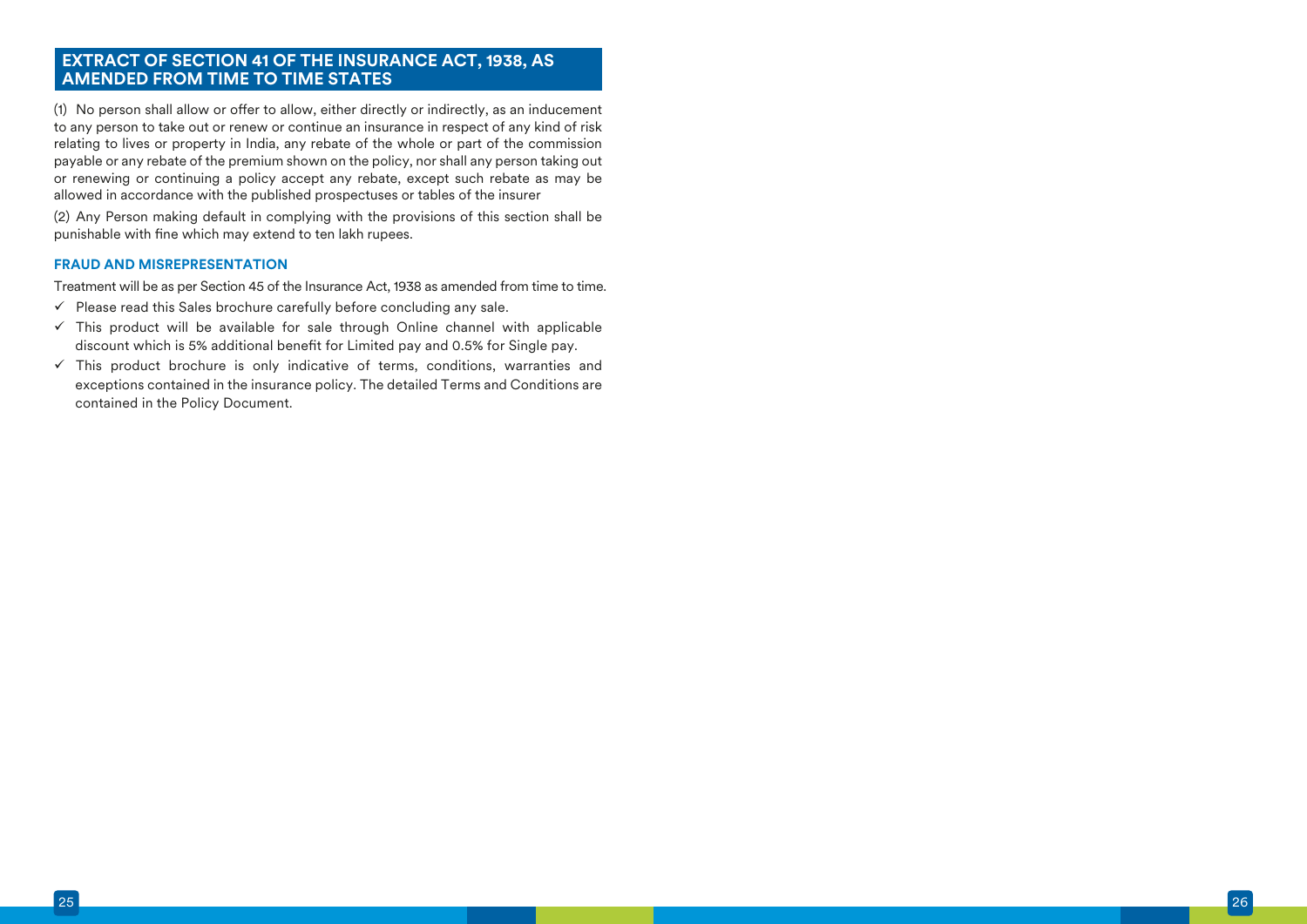## EXTRACT OF SECTION 41 OF THE INSURANCE ACT, 1938, AS AMENDED FROM TIME TO TIME STATES

(1) No person shall allow or offer to allow, either directly or indirectly, as an inducement to any person to take out or renew or continue an insurance in respect of any kind of risk relating to lives or property in India, any rebate of the whole or part of the commission payable or any rebate of the premium shown on the policy, nor shall any person taking out or renewing or continuing a policy accept any rebate, except such rebate as may be allowed in accordance with the published prospectuses or tables of the insurer

(2) Any Person making default in complying with the provisions of this section shall be punishable with fine which may extend to ten lakh rupees.

### FRAUD AND MISREPRESENTATION

Treatment will be as per Section 45 of the Insurance Act, 1938 as amended from time to time.

- ✓ Please read this Sales brochure carefully before concluding any sale.
- ✓ This product will be available for sale through Online channel with applicable discount which is 5% additional benefit for Limited pay and 0.5% for Single pay.
- ✓ This product brochure is only indicative of terms, conditions, warranties and exceptions contained in the insurance policy. The detailed Terms and Conditions are contained in the Policy Document.